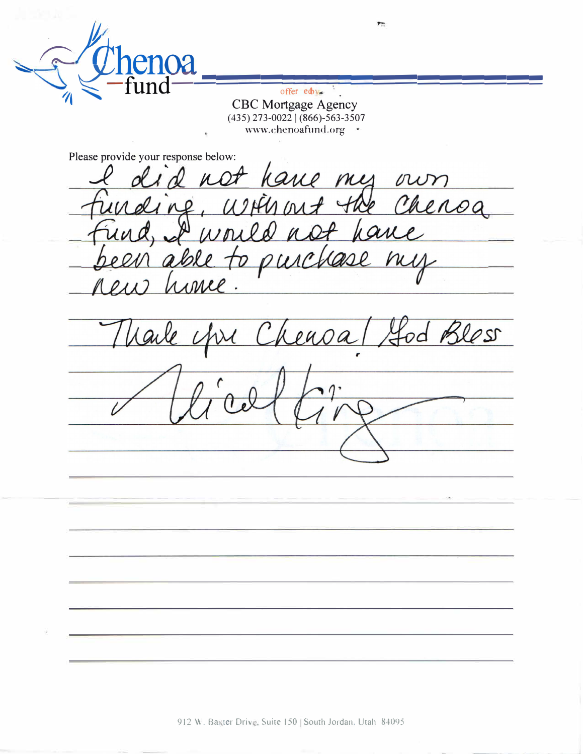Chenoa fund

offer ed by

CBC Mortgage Agency
(435) 273-0022 | (866)-563-3507
www.chenoafund.org

Please provide your response below:

I did not have my own funding, without the Chenoa fund, I would not have been able to purchase my new home.

Thank you Chenoa! God Bless

Nicole King

912 W. Baxter Drive, Suite 150 | South Jordan, Utah 84095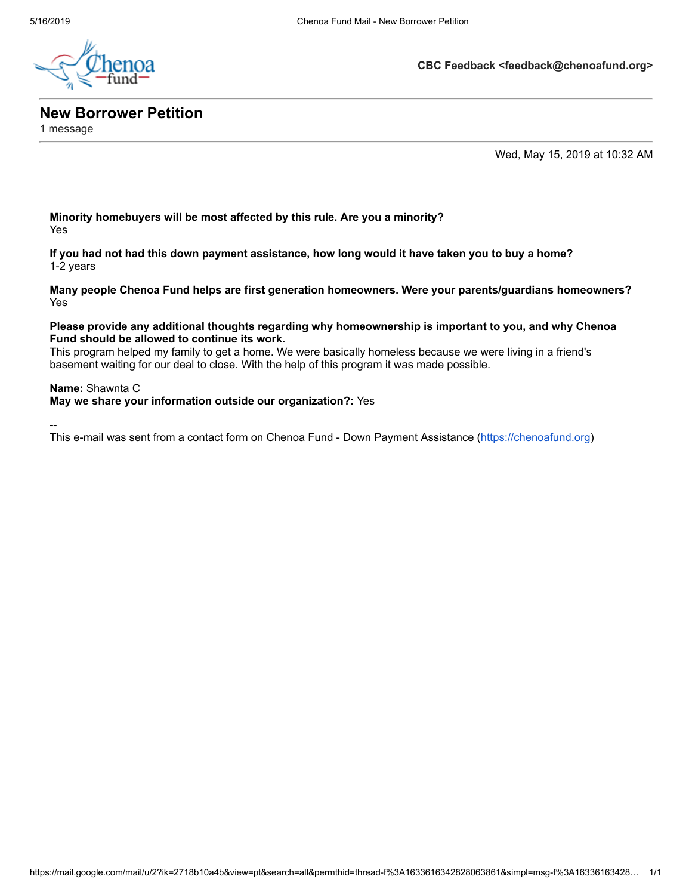CBC Feedback <feedback@chenoafund.org>

# New Borrower Petition

1 message

Wed, May 15, 2019 at 10:32 AM

**Minority homebuyers will be most affected by this rule. Are you a minority?**
Yes

**If you had not had this down payment assistance, how long would it have taken you to buy a home?**
1-2 years

**Many people Chenoa Fund helps are first generation homeowners. Were your parents/guardians homeowners?**
Yes

**Please provide any additional thoughts regarding why homeownership is important to you, and why Chenoa Fund should be allowed to continue its work.**
This program helped my family to get a home. We were basically homeless because we were living in a friend's basement waiting for our deal to close. With the help of this program it was made possible.

**Name:** Shawnta C
**May we share your information outside our organization?:** Yes

--
This e-mail was sent from a contact form on Chenoa Fund - Down Payment Assistance (https://chenoafund.org)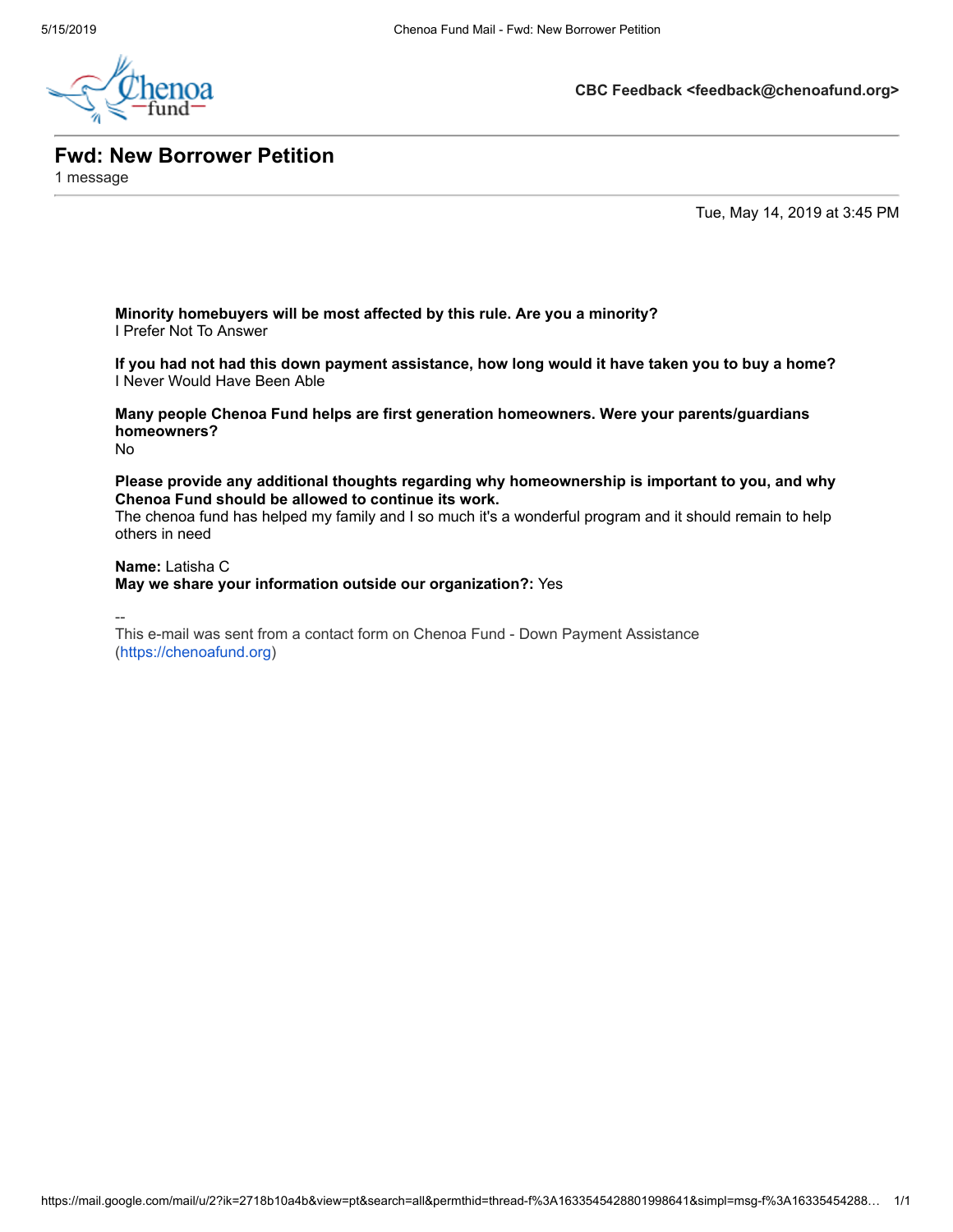CBC Feedback <feedback@chenoafund.org>

# Fwd: New Borrower Petition

1 message

Tue, May 14, 2019 at 3:45 PM

**Minority homebuyers will be most affected by this rule. Are you a minority?**
I Prefer Not To Answer

**If you had not had this down payment assistance, how long would it have taken you to buy a home?**
I Never Would Have Been Able

**Many people Chenoa Fund helps are first generation homeowners. Were your parents/guardians homeowners?**
No

**Please provide any additional thoughts regarding why homeownership is important to you, and why Chenoa Fund should be allowed to continue its work.**
The chenoa fund has helped my family and I so much it's a wonderful program and it should remain to help others in need

**Name:** Latisha C
**May we share your information outside our organization?:** Yes

--
This e-mail was sent from a contact form on Chenoa Fund - Down Payment Assistance (https://chenoafund.org)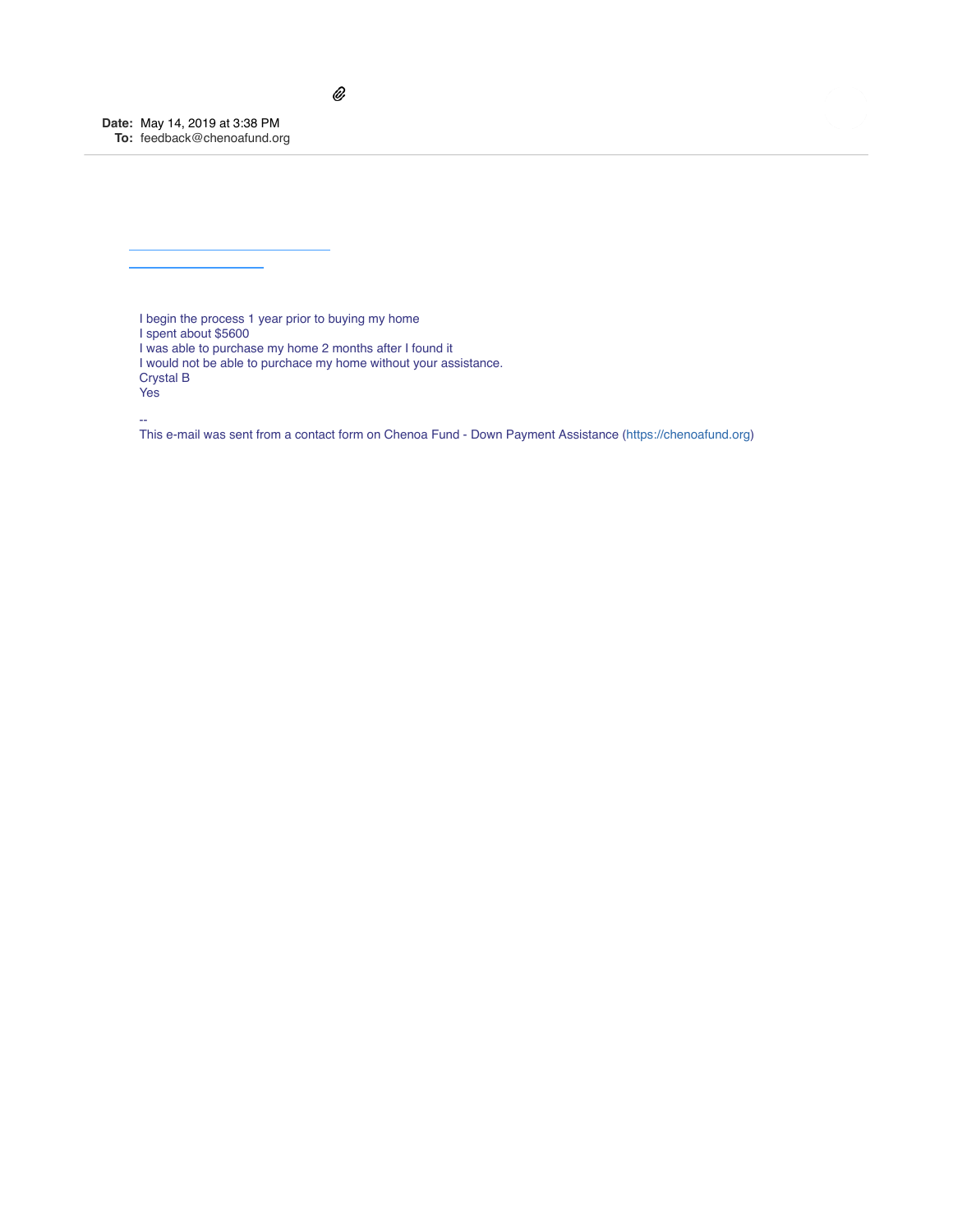**Date:** May 14, 2019 at 3:38 PM
**To:** feedback@chenoafund.org

I begin the process 1 year prior to buying my home
I spent about $5600
I was able to purchase my home 2 months after I found it
I would not be able to purchace my home without your assistance.
Crystal B
Yes

--
This e-mail was sent from a contact form on Chenoa Fund - Down Payment Assistance (https://chenoafund.org)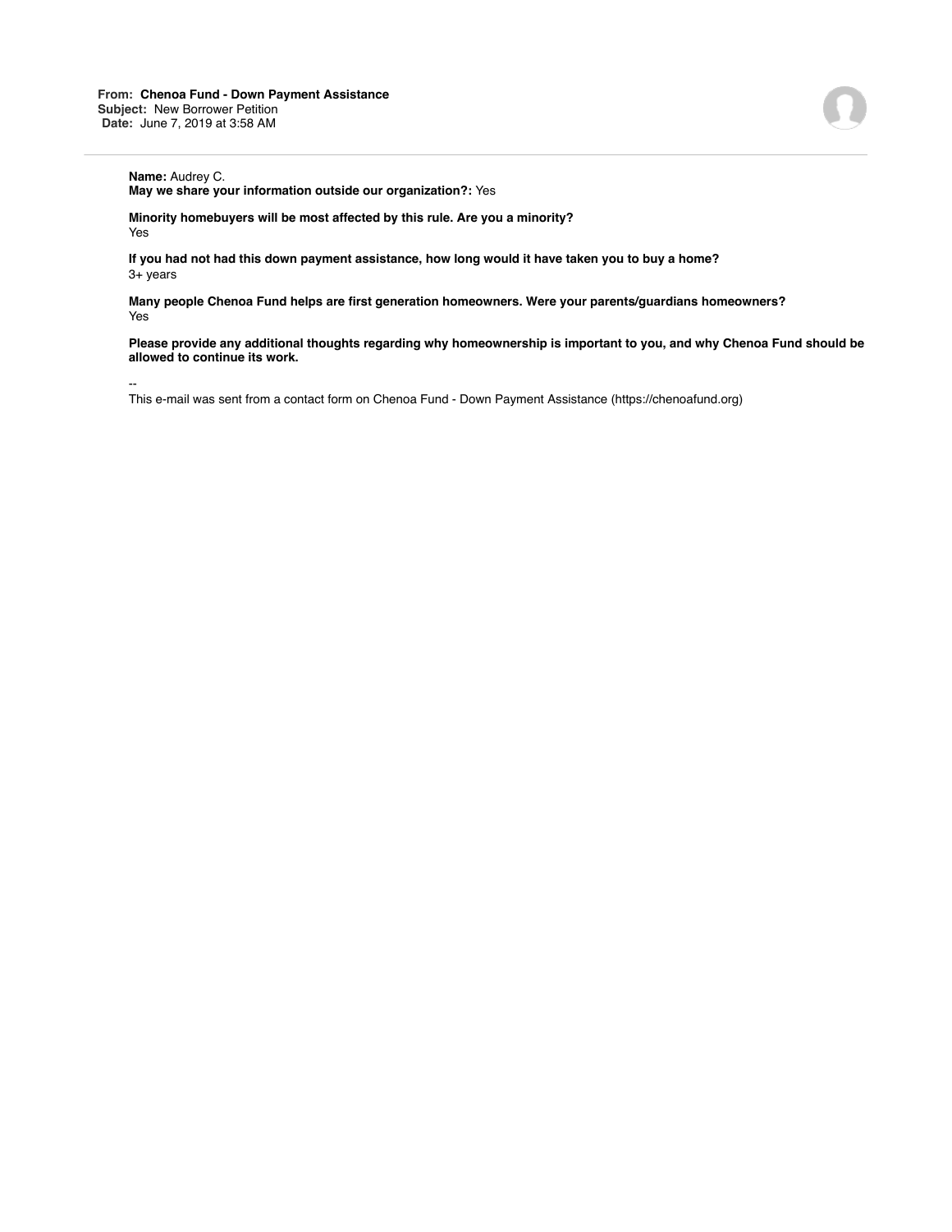**From:** **Chenoa Fund - Down Payment Assistance**
**Subject:** New Borrower Petition
**Date:** June 7, 2019 at 3:58 AM

---

**Name:** Audrey C.
**May we share your information outside our organization?:** Yes

**Minority homebuyers will be most affected by this rule. Are you a minority?**
Yes

**If you had not had this down payment assistance, how long would it have taken you to buy a home?**
3+ years

**Many people Chenoa Fund helps are first generation homeowners. Were your parents/guardians homeowners?**
Yes

**Please provide any additional thoughts regarding why homeownership is important to you, and why Chenoa Fund should be allowed to continue its work.**

--
This e-mail was sent from a contact form on Chenoa Fund - Down Payment Assistance (https://chenoafund.org)